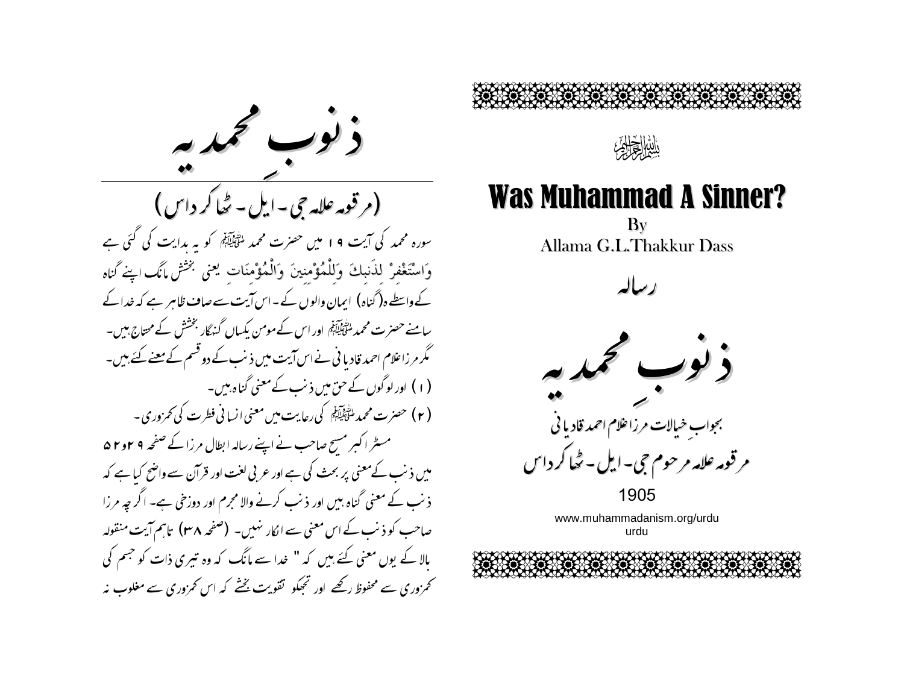بسم اللہ الرحمن الرحیم

# Was Muhammad A Sinner?

By
Allama G.L.Thakkur Dass

رسالہ

# ذنوبِ محمدیہ

بجوابِ خیالات مرزا غلام احمد قادیانی

مرقومہ علامہ مرحوم جی۔ ایل۔ ٹھاکرداس

1905

www.muhammadanism.org/urdu
urdu

# ذنوبِ محمدیہ

## (مرقومہ علامہ جی۔ ایل۔ ٹھاکرداس)

سورہ محمد کی آیت ۱۹ میں حضرت محمد ﷺ کو یہ ہدایت کی گئی ہے وَاسْتَغْفِرْ لِذَنبِكَ وَلِلْمُؤْمِنِينَ وَالْمُؤْمِنَاتِ یعنی بخشش مانگ اپنے گناہ کے واسطے ہ(گناہ) ایمان والوں کے۔ اس آیت سے صاف ظاہر ہے کہ خدا کے سامنے حضرت محمد ﷺ اور اس کے مومن یکساں گنہگار بخشش کے محتاج ہیں۔ مگر مرزا غلام احمد قادیانی نے اس آیت میں ذنب کے دو قسم کے معنے کئے ہیں۔

(۱) اور لوگوں کے حق میں ذنب کے معنی گناہ ہیں۔

(۲) حضرت محمد ﷺ کی رعایت میں معنی انسانی فطرت کی کمزوری۔

مسٹر اکبر مسیح صاحب نے اپنے رسالہ ابطال مرزا کے صفحہ ۲۹ و۵۲ میں ذنب کے معنی پر بحث کی ہے اور عربی لغت اور قرآن سے واضح کیا ہے کہ ذنب کے معنی گناہ ہیں اور ذنب کرنے والا مجرم اور دوزخی ہے۔ اگرچہ مرزا صاحب کو ذنب کے اس معنی سے انکار نہیں۔ (صفحہ ۳۸) تاہم آیت منقولہ بالا کے یوں معنی کئے ہیں کہ "خدا سے مانگ کہ وہ تیری ذات کو جسم کی کمزوری سے محفوظ رکھے اور تجھکو تقویت بخشے کہ اس کمزوری سے مغلوب نہ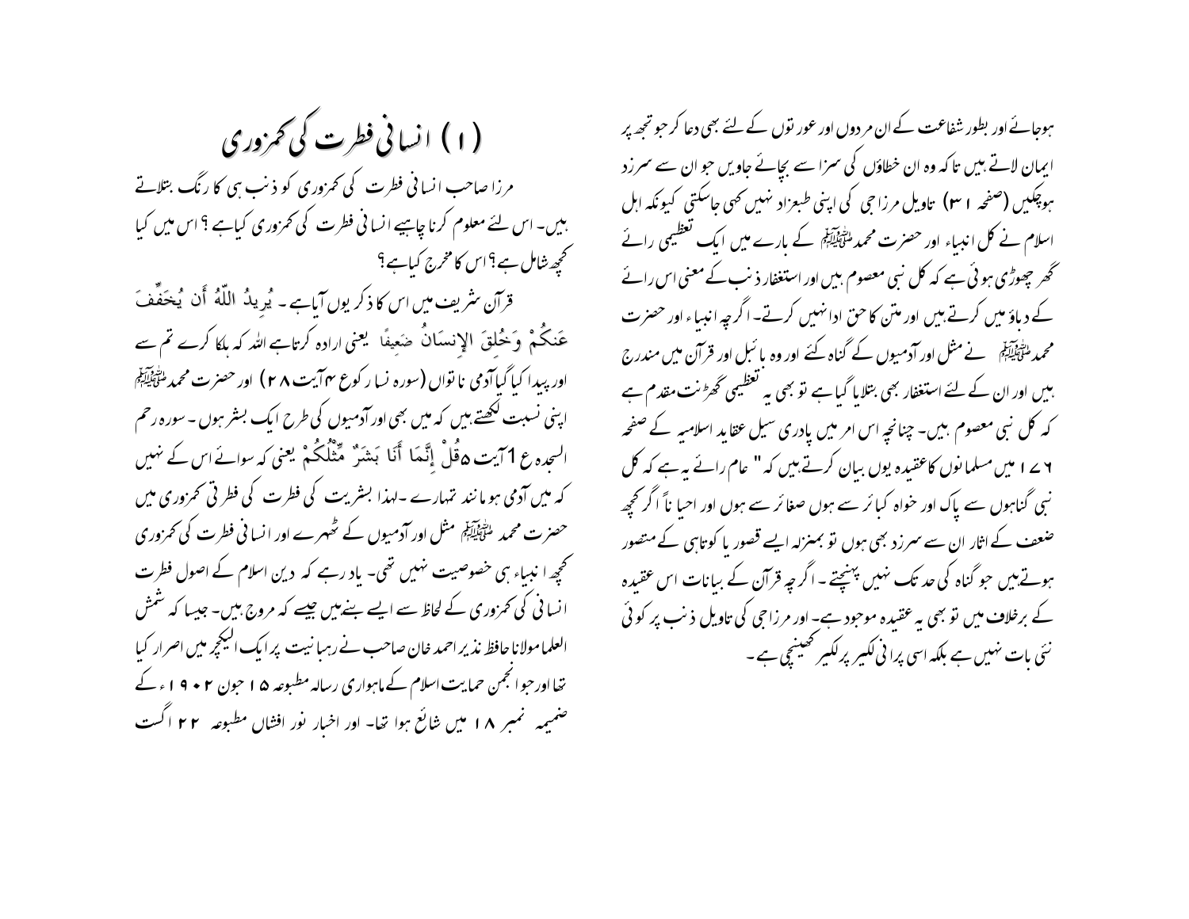ہوجائے اور بطور شفاعت کے ان مردوں اور عورتوں کے لئے بھی دعا کرجو تجھ پر ایمان لاتے ہیں تاکہ وہ ان خطاؤں کی سزا سے بچائے جاویں جو ان سے سرزد ہوچکیں (صفحہ ۱۳) تاویل مرزاجی کی اپنی طبعزاد نہیں کہی جاسکتی کیونکہ اہل اسلام نے کل انبیاء اور حضرت محمد ﷺ کے بارے میں ایک تعظیمی رائے گھڑ چھوڑی ہوئی ہے کہ کل نبی معصوم ہیں اور استغفار ذنب کے معنی اس رائے کے دباؤ میں کرتے ہیں اور متن کا حق ادا نہیں کرتے۔ اگرچہ انبیاء اور حضرت محمد ﷺ نے مثل اور آدمیوں کے گناہ کئے اور وہ بائبل اور قرآن میں مندرج ہیں اور ان کے لئے استغفار بھی بتلایا گیا ہے تو بھی یہ تعظیمی گھڑنت مقدم ہے کہ کل نبی معصوم ہیں۔ چنانچہ اس امر میں پادری سیل عقاید اسلامیہ کے صفحہ ۱۶۷ میں مسلمانوں کا عقیدہ یوں بیان کرتے ہیں کہ " عام رائے یہ ہے کہ کل نبی گناہوں سے پاک اور خواہ کبائر سے ہوں صغائر سے ہوں اور احیاناً اگر کچھ ضعف کے اثار ان سے سرزد بھی ہوں تو بمنزلہ ایسے قصور یا کوتاہی کے متصور ہوتے ہیں جو گناہ کی حد تک نہیں پہنچتے۔ اگرچہ قرآن کے بیانات اس عقیدہ کے برخلاف میں تو بھی یہ عقیدہ موجود ہے۔ اور مرزاجی کی تاویل ذنب پر کوئی نئی بات نہیں ہے بلکہ اسی پرانی لکیر پر لکیر کھینچی ہے۔

## (۱) انسانی فطرت کی کمزوری

مرزا صاحب انسانی فطرت کی کمزوری کو ذنب ہی کا رنگ بتلاتے ہیں۔ اس لئے معلوم کرنا چاہیے انسانی فطرت کی کمزوری کیا ہے؟ اس میں کیا کچھ شامل ہے؟ اس کا مخرج کیا ہے؟

قرآن شریف میں اس کا ذکر یوں آیا ہے۔ يُرِيدُ اللّهُ أَن يُخَفِّفَ عَنكُمْ وَخُلِقَ الإِنسَانُ ضَعِيفًا یعنی ارادہ کرتا ہے اللہ کہ ہلکا کرے تم سے اور پیدا کیا گیا آدمی ناتواں (سورہ نسا رکوع ۴ آیت ۲۸) اور حضرت محمد ﷺ اپنی نسبت لکھتے ہیں کہ میں بھی اور آدمیوں کی طرح ایک بشر ہوں۔ سورہ رحم السجدہ ع 1 آیت ۵ قُلْ إِنَّمَا أَنَا بَشَرٌ مِّثْلُكُمْ یعنی کہ سوائے اس کے نہیں کہ میں آدمی ہو مانند تمہارے۔ لہذا بشریت کی فطرت کی فطرتی کمزوری میں حضرت محمد ﷺ مثل اور آدمیوں کے ٹھہرے اور انسانی فطرت کی کمزوری کچھ انبیاء ہی خصوصیت نہیں تھی۔ یاد رہے کہ دین اسلام کے اصول فطرت انسانی کی کمزوری کے لحاظ سے ایسے بنے ہیں جیسے کہ مروج ہیں۔ جیسا کہ شمش العلما مولانا حافظ نذیر احمد خان صاحب نے رہبانیت پر ایک لیکچر میں اصرار کیا تھا اور جو انجمن حمایت اسلام کے ماہواری رسالہ مطبوعہ ۱۵ جون ۱۹۰۲ء کے ضمیمہ نمبر ۱۸ میں شائع ہوا تھا۔ اور اخبار نور افشاں مطبوعہ ۲۲ اگست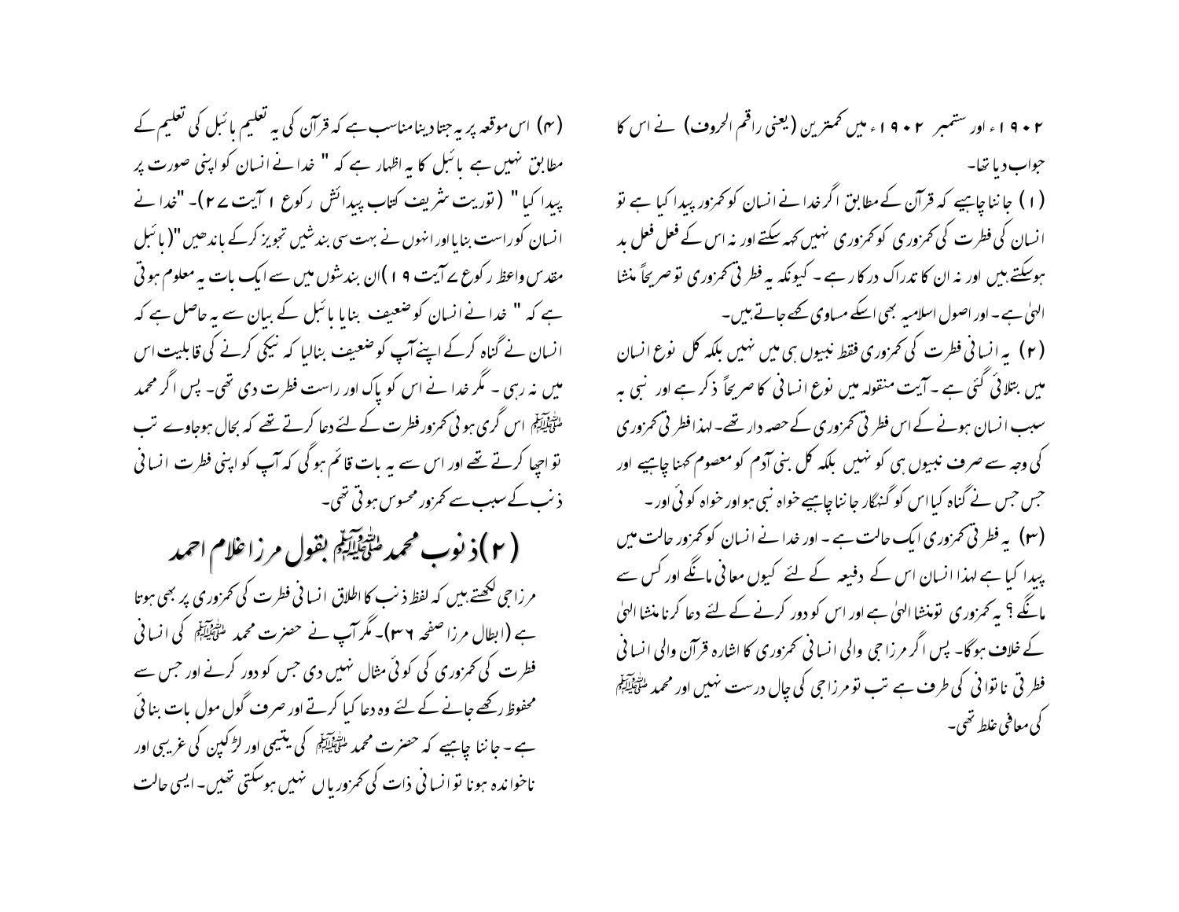۱۹۰۲ء اور ستمبر ۱۹۰۲ء میں کمترین (یعنی راقم الحروف) نے اس کا جواب دیا تھا۔

(۱) جاننا چاہیے کہ قرآن کے مطابق اگر خدا نے انسان کو کمزور پیدا کیا ہے تو انسان کی فطرت کی کمزوری کو کمزوری نہیں کہہ سکتے اور نہ اس کے فعل فعل بد ہوسکتے ہیں اور نہ ان کا تدراک درکار ہے ۔ کیونکہ یہ فطرتی کمزوری تو صریحاً منشا الہیٰ ہے ۔ اور اصول اسلامیہ بھی اسکے مساوی کہے جاتے ہیں۔

(۲) یہ انسانی فطرت کی کمزوری فقط نبیوں ہی میں نہیں بلکہ کل نوع انسان میں بتلائی گئی ہے ۔ آیت منقولہ میں نوع انسانی کا صریحاً ذکر ہے اور نبی بہ سبب انسان ہونے کے اس فطرتی کمزوری کے حصہ دار تھے۔ لہذا فطرتی کمزوری کی وجہ سے صرف نبیوں ہی کو نہیں بلکہ کل بنی آدم کو معصوم کہنا چاہیے اور جس جس نے گناہ کیا اس کو گنہگار جاننا چاہیے خواہ نبی ہو اور خواہ کوئی اور۔

(۳) یہ فطرتی کمزوری ایک حالت ہے ۔ اور خدا نے انسان کو کمزور حالت میں پیدا کیا ہے لہذا انسان اس کے دفیعہ کے لئے کیوں معافی مانگے اور کس سے مانگے ؟ یہ کمزوری تومنشا الہیٰ ہے اور اس کو دور کرنے کے لئے دعا کرنا منشا الہیٰ کے خلاف ہوگا۔ پس اگر مرزا جی والی انسانی کمزوری کا اشارہ قرآن والی انسانی فطرتی ناتوانی کی طرف ہے تب تو مرزا جی کی چال درست نہیں اور محمد ﷺ کی معافی غلط تھی۔

(۴) اس موقعہ پر یہ جتا دینا مناسب ہے کہ قرآن کی یہ تعلیم بائبل کی تعلیم کے مطابق نہیں ہے بائبل کا یہ اظہار ہے کہ " خدا نے انسان کو اپنی صورت پر پیدا کیا " (توریت شریف کتاب پیدائش رکوع ۱ آیت ۲۷)۔ "خدا نے انسان کو راست بنایا اور انہوں نے بہت سی بندشیں تجویز کرکے باندھیں "(بائبل مقدس واعظ رکوع ۷ آیت ۱۹) ان بندشوں میں سے ایک بات یہ معلوم ہوتی ہے کہ " خدا نے انسان کو ضعیف بنایا بائبل کے بیان سے یہ حاصل ہے کہ انسان نے گناہ کرکے اپنے آپ کو ضعیف بنالیا کہ نیکی کرنے کی قابلیت اس میں نہ رہی ۔ مگر خدا نے اس کو پاک اور راست فطرت دی تھی۔ پس اگر محمد ﷺ اس گری ہوئی کمزور فطرت کے لئے دعا کرتے تھے کہ بحال ہوجاوے تب تو اچھا کرتے تھے اور اس سے یہ بات قائم ہوگی کہ آپ کو اپنی فطرت انسانی ذنب کے سبب سے کمزور محسوس ہوتی تھی۔

## (۲) ذنوب محمد ﷺ بقول مرزا غلام احمد

مرزا جی لکھتے ہیں کہ لفظ ذنب کا اطلاق انسانی فطرت کی کمزوری پر بھی ہوتا ہے (ابطال مرزا صفحہ ۳۶)۔ مگر آپ نے حضرت محمد ﷺ کی انسانی فطرت کی کمزوری کی کوئی مثال نہیں دی جس کو دور کرنے اور جس سے محفوظ رکھے جانے کے لئے وہ دعا کیا کرتے اور صرف گول مول بات بنائی ہے ۔ جاننا چاہیے کہ حضرت محمد ﷺ کی یتیمی اور لڑکپن کی غریبی اور ناخواندہ ہونا تو انسانی ذات کی کمزوریاں نہیں ہوسکتی تھیں۔ ایسی حالت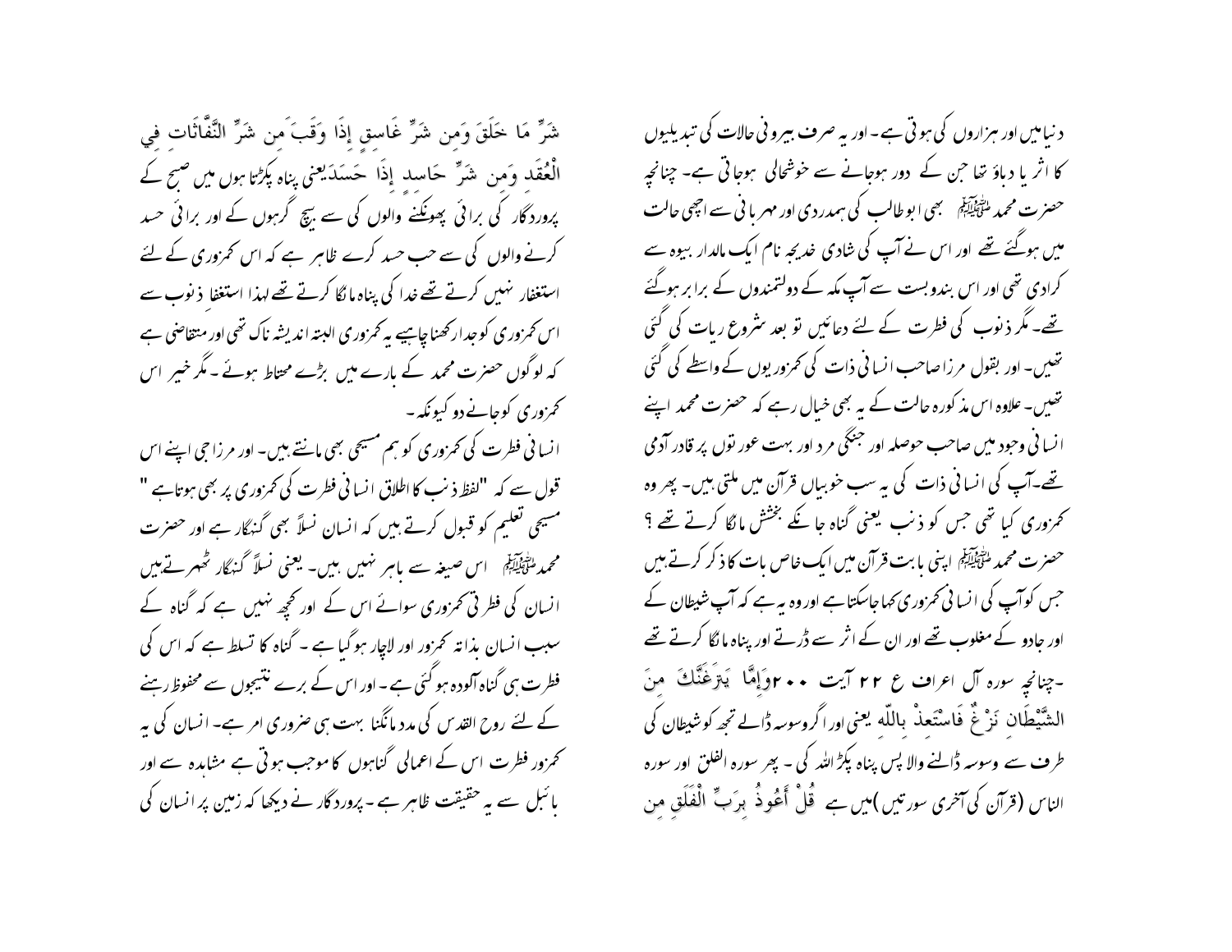دنیا میں اور ہزاروں کی ہوتی ہے۔ اور یہ صرف بیرونی حالات کی تبدیلیوں کا اثر یا دباؤ تھا جن کے دور ہوجانے سے خوشحالی ہوجاتی ہے۔ چنانچہ حضرت محمد ﷺ بھی ابو طالب کی ہمدردی اور مہربانی سے اچھی حالت میں ہوگئے تھے اور اس نے آپ کی شادی خدیجہ نام ایک مالدار بیوہ سے کرادی تھی اور اس بندوبست سے آپ مکہ کے دولتمندوں کے برابر ہوگئے تھے۔ مگر ذنوب کی فطرت کے لئے دعائیں تو بعد شروع ریات کی گئی تھیں۔ اور بقول مرزا صاحب انسانی ذات کی کمزوریوں کے واسطے کی گئی تھیں۔ علاوہ اس مذکورہ حالت کے یہ بھی خیال رہے کہ حضرت محمد اپنے انسانی وجود میں صاحب حوصلہ اور جنگی مرد اور بہت عورتوں پر قادر آدمی تھے۔آپ کی انسانی ذات کی یہ سب خوبیاں قرآن میں ملتی ہیں۔ پھر وہ کمزوری کیا تھی جس کو ذنب یعنی گناہ جانکے بخشش مانگا کرتے تھے ؟

حضرت محمد ﷺ اپنی بابت قرآن میں ایک خاص بات کا ذکر کرتے ہیں جس کو آپ کی انسانی کمزوری کہا جاسکتا ہے اور وہ یہ ہے کہ آپ شیطان کے اور جادو کے مغلوب تھے اور ان کے اثر سے ڈرتے اور پناہ مانگا کرتے تھے ۔چنانچہ سورہ آل اعراف ع ۲۲ آیت ۲۰۰ وَإِمَّا يَنزَغَنَّكَ مِنَ الشَّيْطَانِ نَزْغٌ فَاسْتَعِذْ بِاللّهِ یعنی اور اگر وسوسہ ڈالے تجھ کو شیطان کی طرف سے وسوسہ ڈالنے والا پس پناہ پکڑ اللہ کی ۔ پھر سورہ الفلق اور سورہ الناس (قرآن کی آخری سورتیں )میں ہے قُلْ أَعُوذُ بِرَبِّ الْفَلَقِ مِن شَرِّ مَا خَلَقَ وَمِن شَرِّ غَاسِقٍ إِذَا وَقَبَ وَمِن شَرِّ النَّفَّاثَاتِ فِي الْعُقَدِ وَمِن شَرِّ حَاسِدٍ إِذَا حَسَدَ یعنی پناہ پکڑتا ہوں میں صبح کے پروردگار کی برائی پھونکنے والوں کی سے بیچ گرہوں کے اور برائی حسد کرنے والوں کی سے جب حسد کرے ظاہر ہے کہ اس کمزوری کے لئے استغفار نہیں کرتے تھے خدا کی پناہ مانگا کرتے تھے لہذا استغفا ذنوب سے اس کمزوری کو جدا رکھنا چاہیے یہ کمزوری البتہ اندیشہ ناک تھی اور متقاضی ہے کہ لوگوں حضرت محمد کے بارے میں بڑے محتاط ہوئے ۔ مگر خیر اس کمزوری کو جانے دو کیونکہ ۔

انسانی فطرت کی کمزوری کو ہم مسیحی بھی مانتے ہیں۔ اور مرزا جی اپنے اس قول سے کہ "لفظ ذنب کا اطلاق انسانی فطرت کی کمزوری پر بھی ہوتا ہے " مسیحی تعلیم کو قبول کرتے ہیں کہ انسان نسلاً بھی گنہگار ہے اور حضرت محمد ﷺ اس صیغہ سے باہر نہیں ہیں۔ یعنی نسلاً گنہگار ٹھہرتے ہیں انسان کی فطرتی کمزوری سوائے اس کے اور کچھ نہیں ہے کہ گناہ کے سبب انسان بذاتہ کمزور اور لاچار ہوگیا ہے ۔ گناہ کا تسلط ہے کہ اس کی فطرت ہی گناہ آلودہ ہوگئی ہے۔ اور اس کے برے نتیجوں سے محفوظ رہنے کے لئے روح القدس کی مدد مانگنا بہت ہی ضروری امر ہے۔ انسان کی یہ کمزور فطرت اس کے اعمالی گناہوں کا موجب ہوتی ہے مشاہدہ سے اور بائبل سے یہ حقیقت ظاہر ہے ۔پروردگار نے دیکھا کہ زمین پر انسان کی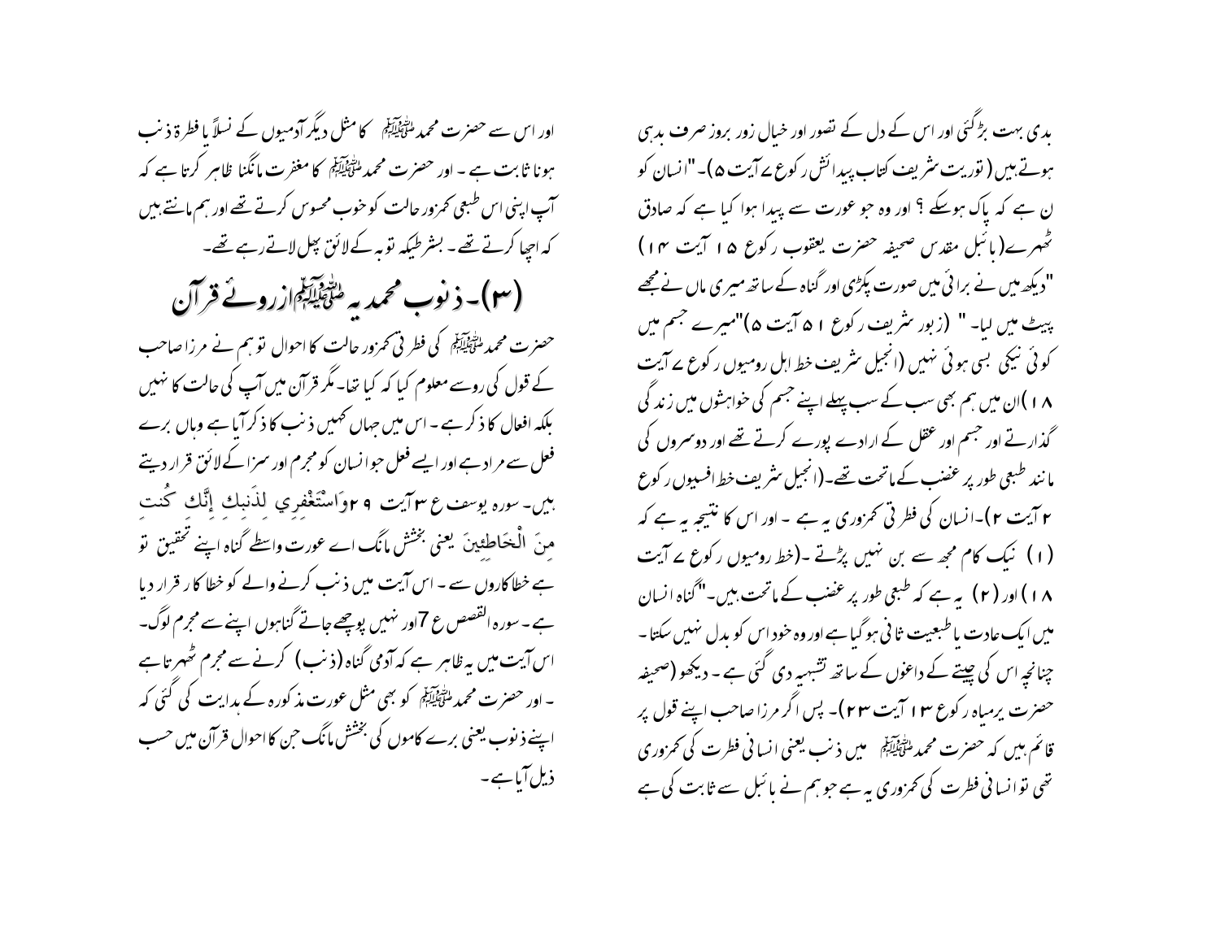بدی بہت بڑھ گئی اور اس کے دل کے تصور اور خیال زور بروز صرف بدہی ہوتے ہیں (توریت شریف کتاب پیدائش رکوع ۷ آیت ۵)۔ "انسان کو ن ہے کہ پاک ہوسکے ؟ اور وہ جو عورت سے پیدا ہوا کیا ہے کہ صادق ٹھہرے (بائبل مقدس صحیفہ حضرت یعقوب رکوع ۱۵ آیت ۱۴) "دیکھ میں نے برائی میں صورت پکڑی اور گناہ کے ساتھ میری ماں نے مجھے پیٹ میں لیا۔" (زبور شریف رکوع ۵۱ آیت ۵) "میرے جسم میں کوئی نیکی بسی ہوئی نہیں (انجیل شریف خط اہل رومیوں رکوع ۷ آیت ۱۸) ان میں ہم بھی سب کے سب پہلے اپنے جسم کی خواہشوں میں زندگی گذارتے اور جسم اور عقل کے ارادے پورے کرتے تھے اور دوسروں کی مانند طبعی طور پر غضب کے ماتحت تھے۔ (انجیل شریف خط افسیوں رکوع ۲ آیت ۲)۔ انسان کی فطرتی کمزوری یہ ہے ۔ اور اس کا نتیجہ یہ ہے کہ (۱) نیک کام مجھ سے بن نہیں پڑتے ۔ (خط رومیوں رکوع ۷ آیت ۱۸) اور (۲) یہ ہے کہ طبعی طور پر غضب کے ماتحت ہیں۔" گناہ انسان میں ایک عادت یا طبعیت ثانی ہوگیا ہے اور وہ خود اس کو بدل نہیں سکتا ۔ چنانچہ اس کی چیتے کے داغوں کے ساتھ تشبیہ دی گئی ہے ۔ دیکھو (صحیفہ حضرت یرمیاہ رکوع ۱۳ آیت ۲۳)۔ پس اگر مرزا صاحب اپنے قول پر قائم ہیں کہ حضرت محمد ﷺ میں ذنب یعنی انسانی فطرت کی کمزوری تھی تو انسانی فطرت کی کمزوری یہ ہے جو ہم نے بائبل سے ثابت کی ہے

اور اس سے حضرت محمد ﷺ کا مثل دیگر آدمیوں کے نسلاً یا فطرۃً ذنب ہونا ثابت ہے ۔ اور حضرت محمد ﷺ کا مغفرت مانگنا ظاہر کرتا ہے کہ آپ اپنی اس طبعی کمزور حالت کو خوب محسوس کرتے تھے اور ہم مانتے ہیں کہ اچھا کرتے تھے ۔ بشرطیکہ توبہ کے لائق پھل لاتے رہے تھے۔

## (۳)۔ ذنوب محمدیہ ﷺ ازروئے قرآن

حضرت محمد ﷺ کی فطرتی کمزور حالت کا احوال تو ہم نے مرزا صاحب کے قول کی روسے معلوم کیا کہ کیا تھا۔ مگر قرآن میں آپ کی حالت کا نہیں بلکہ افعال کا ذکر ہے ۔ اس میں جہاں کہیں ذنب کا ذکر آیا ہے وہاں برے فعل سے مراد ہے اور ایسے فعل جو انسان کو مجرم اور سزا کے لائق قرار دیتے ہیں۔ سورہ یوسف ع ۳ آیت ۲۹ وَاسْتَغْفِرِي لِذَنبِكِ إِنَّكِ كُنتِ مِنَ الْخَاطِئِينَ یعنی بخشش مانگ اے عورت واسطے گناہ اپنے تحقیق تو ہے خطاکاروں سے ۔ اس آیت میں ذنب کرنے والے کو خطاکار قرار دیا ہے ۔ سورہ القصص ع 7 اور نہیں پوچھے جاتے گناہوں اپنے سے مجرم لوگ۔ اس آیت میں یہ ظاہر ہے کہ آدمی گناہ (ذنب) کرنے سے مجرم ٹھہرتا ہے ۔ اور حضرت محمد ﷺ کو بھی مثل عورت مذکورہ کے ہدایت کی گئی کہ اپنے ذنوب یعنی برے کاموں کی بخشش مانگ جن کا احوال قرآن میں حسب ذیل آیا ہے ۔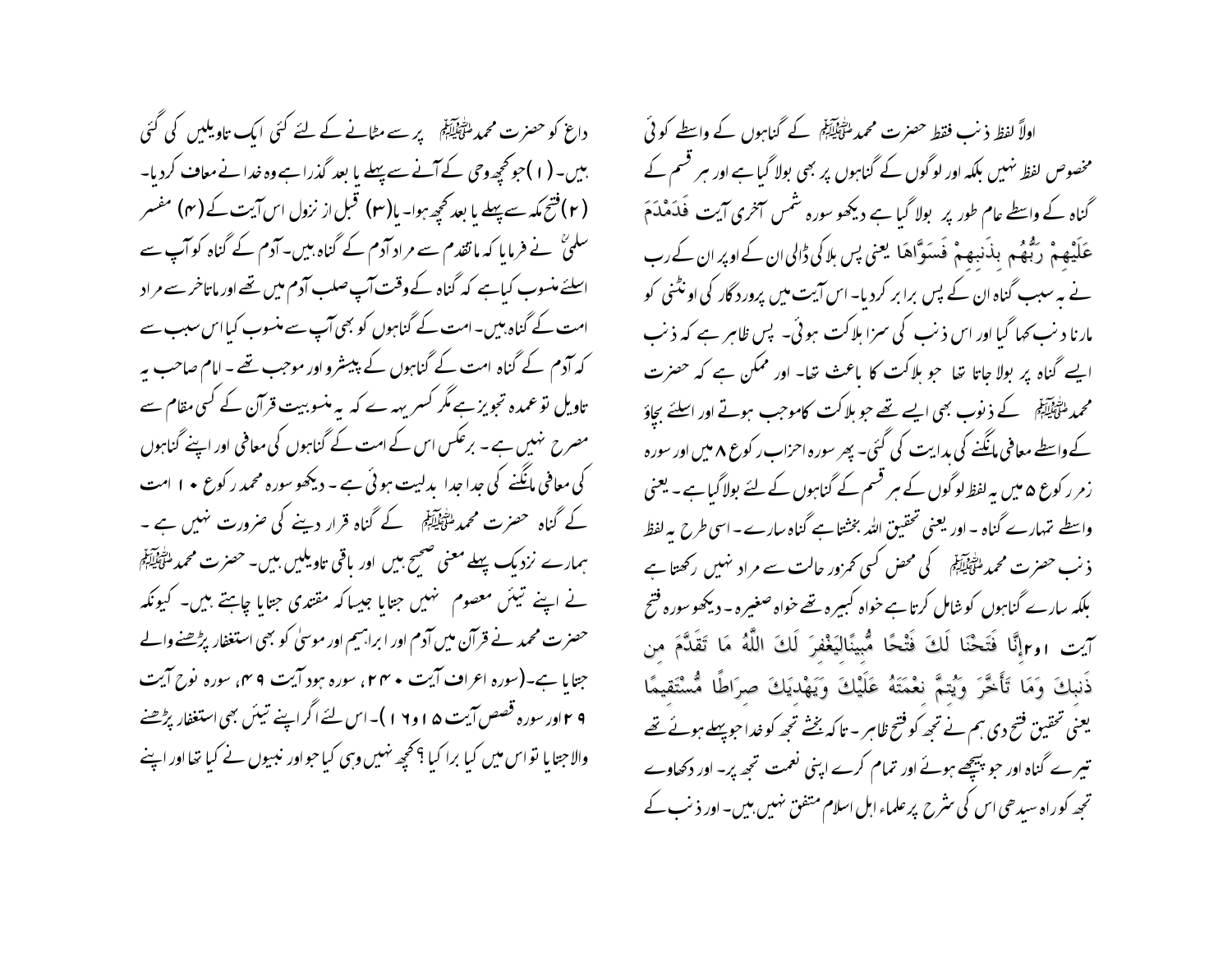اولاً لفظ ذنب فقط حضرت محمدﷺ کے گناہوں کے واسطے کوئی مخصوص لفظ نہیں بلکہ اور لوگوں کے گناہوں پر بھی بولا گیا ہے اور ہر قسم کے گناہ کے واسطے عام طور پر بولا گیا ہے دیکھو سورہ شمس آخری آیت فَدَمْدَمَ عَلَيْهِمْ رَبُّهُم بِذَنبِهِمْ فَسَوَّاهَا یعنی پس بلا کی ڈالی ان کے اوپر ان کے رب نے بہ سبب گناہ ان کے پس برابر کردیا۔ اس آیت میں پروردگار کی اونٹنی کو مارنا ذنب کہا گیا اور اس ذنب کی سزا ہلاکت ہوئی۔ پس ظاہر ہے کہ ذنب ایسے گناہ پر بولا جاتا تھا جو ہلاکت کا باعث تھا۔ اور ممکن ہے کہ حضرت محمدﷺ کے ذنوب بھی ایسے تھے جو ہلاکت کاموجب ہوتے اور اسلئے بچاؤ کے واسطے معافی مانگنے کی ہدایت کی گئی۔ پھر سورہ احزاب رکوع ۸ میں اور سورہ زمر رکوع ۵ میں یہ لفظ لوگوں کے ہر قسم کے گناہوں کے لئے بولا گیا ہے۔ یعنی واسطے تمہارے گناہ۔ اور یعنی تحقیق اللہ بخشتا ہے گناہ سارے۔ اسی طرح یہ لفظ ذنب حضرت محمدﷺ کی محض کسی کمزور حالت سے مراد نہیں رکھتا ہے بلکہ سارے گناہوں کو شامل کرتا ہے خواہ کبیرہ تھے خواہ صغیرہ۔ دیکھو سورہ فتح آیت ۱و۲إِنَّا فَتَحْنَا لَكَ فَتْحًا مُّبِينًالِيَغْفِرَ لَكَ اللَّهُ مَا تَقَدَّمَ مِن ذَنبِكَ وَمَا تَأَخَّرَ وَيُتِمَّ نِعْمَتَهُ عَلَيْكَ وَيَهْدِيَكَ صِرَاطًا مُّسْتَقِيمًا یعنی تحقیق فتح دی ہم نے تجھ کو فتح ظاہر۔ تاکہ بخشے تجھ کو خدا جو پہلے ہوئے تھے تیرے گناہ اور جو پیچھے ہوئے اور تمام کرے اپنی نعمت تجھ پر۔ اور دکھاوے تجھ کو راہ سیدھی اس کی شرح پر علماء اہل اسلام متفق نہیں ہیں۔ اور ذنب کے داغ کو حضرت محمدﷺ پر سے مٹانے کے لئے کئی ایک تاویلیں کی گئی ہیں۔ (۱) جو کچھ وحی کے آنے سے پہلے یا بعد گذرا ہے وہ خدا نے معاف کردیا۔ (۲) فتح مکہ سے پہلے یا بعد کچھ ہوا۔ یا (۳) قبل از نزول اس آیت کے (۴) مفسر سلمیؒ نے فرمایا کہ ماتقدم سے مراد آدم کے گناہ ہیں۔ آدم کے گناہ کو آپ سے اسلئے منسوب کیا ہے کہ گناہ کے وقت آپ صلب آدم میں تھے اور ماتاخر سے مراد امت کے گناہ ہیں۔ امت کے گناہوں کو بھی آپ سے منسوب کیا اس سبب سے کہ آدم کے گناہ امت کے گناہوں کے پیشرو اور موجب تھے۔ امام صاحب یہ تاویل تو عمدہ تجویز ہے مگر کسر یہ رہ ہے کہ یہ منسوبیت قرآن کے کسی مقام سے مصرح نہیں ہے۔ برعکس اس کے امت کے گناہوں کی معافی اور اپنے گناہوں کی معافی مانگنے کی جدا جدا ہدایت ہوئی ہے۔ دیکھو سورہ محمد رکوع ۱۰ امت کے گناہ حضرت محمدﷺ کے گناہ قرار دینے کی ضرورت نہیں ہے۔ ہمارے نزدیک پہلے معنی صحیح ہیں اور باقی تاویلیں ہیں۔ حضرت محمدﷺ نے اپنے تیئں معصوم نہیں جتایا جیسا کہ مقتدی جتایا چاہتے ہیں۔ کیونکہ حضرت محمد نے قرآن میں آدم اور ابراہیم اور موسیٰ کو بھی استغفار پڑھنے والے جتایا ہے۔ (سورہ اعراف آیت ۲۴۰، سورہ ہود آیت ۴۹، سورہ نوح آیت ۲۹ اور سورہ قصص آیت ۱۵ و۱۶)۔ اس لئے اگر اپنے تیئں بھی استغفار پڑھنے والا جتایا تو اس میں کیا برا کیا؟ کچھ نہیں وہی کیا جو اور نبیوں نے کیا تھا اور اپنے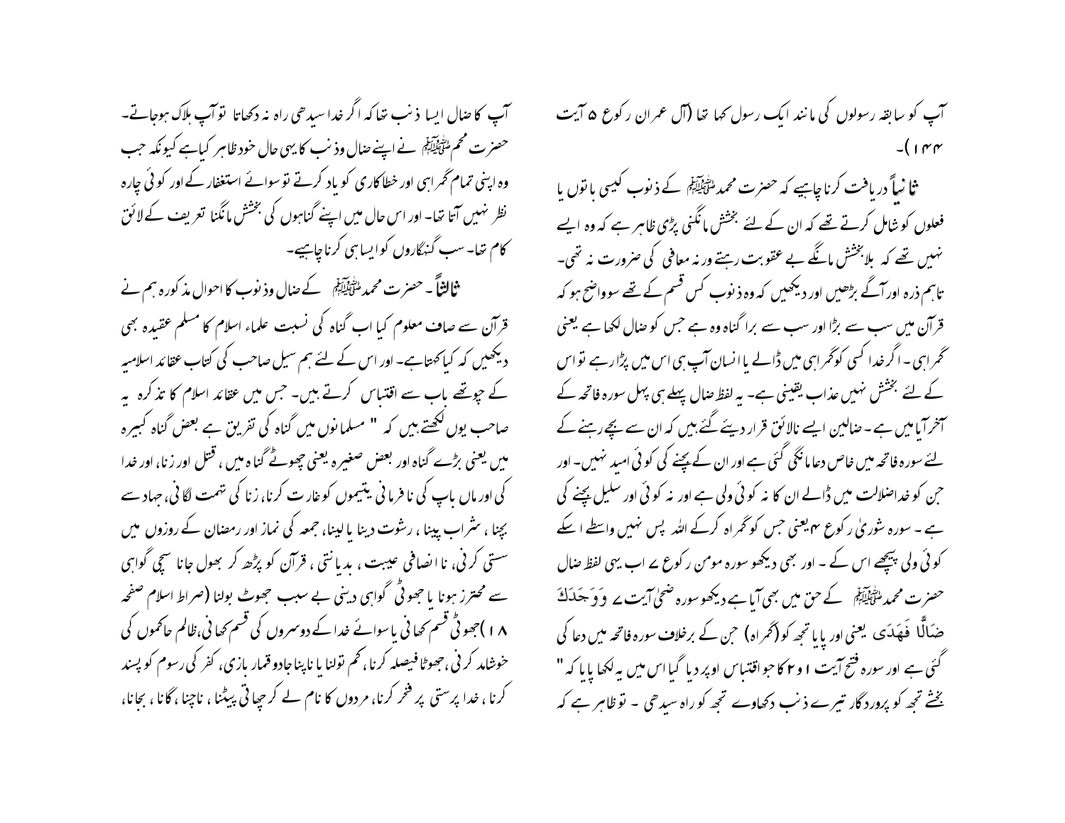آپ کو سابقہ رسولوں کی مانند ایک رسول کہا تھا (آل عمران رکوع ۵ آیت ۱۴۴)۔

**ثانیاً** دریافت کرنا چاہیے کہ حضرت محمد ﷺ کے ذنوب کیسی باتوں یا فعلوں کو شامل کرتے تھے کہ ان کے لئے بخشش مانگنی پڑی ظاہر ہے کہ وہ ایسے نہیں تھے کہ بلا بخشش مانگے بے عقوبت رہتے ورنہ معافی کی ضرورت نہ تھی۔ تاہم ذرہ اور آگے بڑھیں اور دیکھیں کہ وہ ذنوب کس قسم کے تھے سو واضح ہو کہ قرآن میں سب سے بڑا اور سب سے برا گناہ وہ ہے جس کو ضال لکھا ہے یعنی گمراہی ۔ اگر خدا کسی کو گمراہی میں ڈالے یا انسان آپ ہی اس میں پڑا رہے تو اس کے لئے بخشش نہیں عذاب یقینی ہے۔ یہ لفظ ضال پہلے ہی پہل سورہ فاتحہ کے آخر آیا میں ہے۔ ضالین ایسے نالائق قرار دیئے گئے ہیں کہ ان سے بچے رہنے کے لئے سورہ فاتحہ میں خاص دعا مانگی گئی ہے اور ان کے بچنے کی کوئی امید نہیں۔ اور جن کو خدا ضلالت میں ڈالے ان کا نہ کوئی ولی ہے اور نہ کوئی اور سلیل بچنے کی ہے۔ سورہ شوریٰ رکوع ۴ یعنی جس کو گمراہ کرکے اللہ پس نہیں واسطے اسکے کوئی ولی پیچھے اس کے ۔ اور بھی دیکھو سورہ مومن رکوع ۷ اب یہی لفظ ضال حضرت محمد ﷺ کے حق میں بھی آیا ہے دیکھو سورہ ضحیٰ آیت ۷ وَوَجَدَكَ ضَالًّا فَهَدَى یعنی اور پایا تجھ کو (گمراہ) جن کے برخلاف سورہ فاتحہ میں دعا کی گئی ہے اور سورہ فتح آیت ۱ و ۲ کا جو اقتباس اوپر دیا گیا اس میں یہ لکھا پایا کہ " بخشے تجھ کو پروردگار تیرے ذنب دکھاوے تجھ کو راہ سیدھی ۔ تو ظاہر ہے کہ آپ کا ضال ایسا ذنب تھا کہ اگر خدا سیدھی راہ نہ دکھاتا تو آپ ہلاک ہوجاتے۔ حضرت محمد ﷺ نے اپنے ضال وذنب کا یہی حال خود ظاہر کیا ہے کیونکہ جب وہ اپنی تمام گمراہی اور خطاکاری کو یاد کرتے تو سوائے استغفار کے اور کوئی چارہ نظر نہیں آتا تھا۔ اور اس حال میں اپنے گناہوں کی بخشش مانگنا تعریف کے لائق کام تھا۔ سب گنہگاروں کو ایسا ہی کرنا چاہیے۔

**ثالثاً** ۔ حضرت محمد ﷺ کے ضال وذنوب کا احوال مذکورہ ہم نے قرآن سے صاف معلوم کیا اب گناہ کی نسبت علماء اسلام کا مسلم عقیدہ بھی دیکھیں کہ کیا کہتا ہے۔ اور اس کے لئے ہم سیل صاحب کی کتاب عقائد اسلامیہ کے چوتھے باب سے اقتباس کرتے ہیں۔ جس میں عقائد اسلام کا تذکرہ یہ صاحب یوں لکھتے ہیں کہ " مسلمانوں میں گناہ کی تفریق ہے بعض گناہ کبیرہ میں یعنی بڑے گناہ اور بعض صغیرہ یعنی چھوٹے گناہ میں ، قتل اور زنا، اور خدا کی اور ماں باپ کی نافرمانی یتیموں کو غارت کرنا، زنا کی تہمت لگانی، جہاد سے بچنا ، شراب پینا ، رشوت دینا یا لینا، جمعہ کی نماز اور رمضان کے روزوں میں سستی کرنی، ناانصافی عیبت ، بددیانتی ، قرآن کو پڑھ کر بھول جانا سچی گواہی سے محترز ہونا یا جھوٹی گواہی دینی بے سبب جھوٹ بولنا (صراط اسلام صفحہ ۱۸ )جھوٹی قسم کھانی یا سوائے خدا کے دوسروں کی قسم کھانی،ظالم حاکموں کی خوشامد کرنی ، جھوٹا فیصلہ کرنا، کم تولنا یا ناپنا جادو قمار بازی، کفر کی رسوم کو پسند کرنا ، خدا پرستی پر فخر کرنا، مردوں کا نام لے کر چھاتی پیٹنا ، ناچنا ، گانا ، بجانا،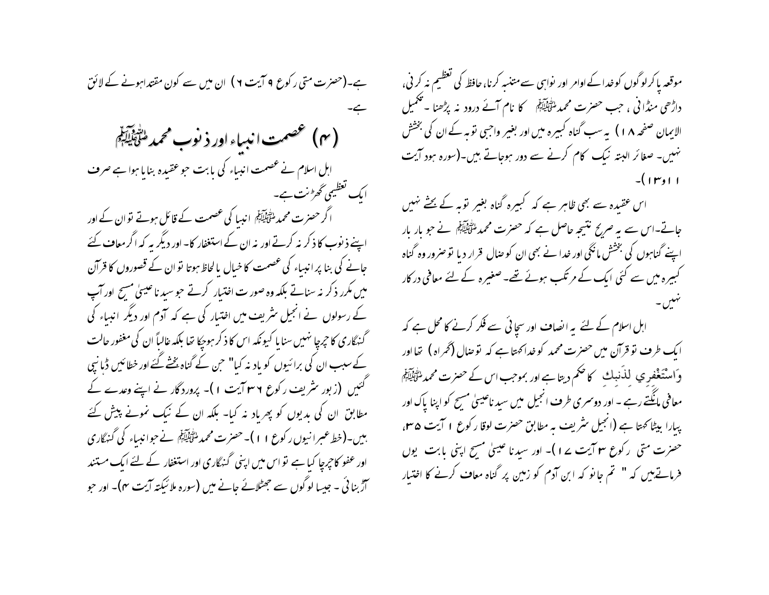موقعہ پاکرلوگوں کو خدا کے اوامر اور نواہی سے متنبہ کرنا، حافظ کی تعظیم نہ کرنی، داڑھی منڈانی، جب حضرت محمد ﷺ کا نام آئے درود نہ پڑھنا ۔تکمیل الایمان صفحہ ۱۸) یہ سب گناہ کبیرہ ہیں اور بغیر واجبی توبہ کے ان کی بخشش نہیں۔ صغائر البتہ نیک کام کرنے سے دور ہوجاتے ہیں۔(سورہ ہود آیت ۱۱و۱۳)۔

اس عقیدہ سے بھی ظاہر ہے کہ کبیرہ گناہ بغیر توبہ کے بخشے نہیں جاتے۔اس سے یہ صریح نتیجہ حاصل ہے کہ حضرت محمد ﷺ نے جو بار بار اپنے گناہوں کی بخشش مانگی اور خدا نے بھی ان کو ضال قرار دیا تو ضرور وہ گناہ کبیرہ میں سے کئی ایک کے مرتکب ہوئے تھے۔ صغیرہ کے لئے معافی درکار نہیں۔

اہل اسلام کے لئے یہ انصاف اور سچائی سے فکر کرنے کا محل ہے کہ ایک طرف تو قرآن میں حضرت محمد کو خدا کہتا ہے کہ تو ضال (گمراہ) تھا اور وَاسْتَغْفِرِي لِذَنبِكَ کا حکم دیتا ہے اور بموجب اس کے حضرت محمد ﷺ معافی مانگتے رہے ۔ اور دوسری طرف انجیل میں سیدنا عیسیٰ مسیح کو اپنا پاک اور پیارا بیٹا کہتا ہے (انجیل شریف بہ مطابق حضرت لوقا رکوع ۱ آیت ۳۵، حضرت متی رکوع ۳ آیت ۱۷)۔ اور سیدنا عیسیٰ مسیح اپنی بابت یوں فرماتےہیں کہ " تم جانو کہ ابن آدم کو زمین پر گناہ معاف کرنے کا اختیار ہے۔(حضرت متی رکوع ۹ آیت ۶) ان میں سے کون مقتدا ہونے کے لائق ہے۔

## (۴) عصمت انبیاء اور ذنوب محمد ﷺ

اہل اسلام نے عصمت انبیاء کی بابت جو عقیدہ بنایا ہوا ہے صرف ایک تعظیمی گھڑنت ہے۔

اگر حضرت محمد ﷺ انبیا کی عصمت کے قائل ہوتے تو ان کے اور اپنے ذنوب کا ذکر نہ کرتے اور نہ ان کے استغفار کا۔ اور دیگر یہ کہ اگر معاف کئے جانے کی بنا پر انبیاء کی عصمت کا خیال یا لحاظ ہوتا تو ان کے قصوروں کا قرآن میں مکرر ذکر نہ سناتے بلکہ وہ صورت اختیار کرتے جو سیدنا عیسیٰ مسیح اور آپ کے رسولوں نے انجیل شریف میں اختیار کی ہے کہ آدم اور دیگر انبیاء کی گنہگاری کا چرچا نہیں سنایا کیونکہ اس کا ذکر ہوچکا تھا بلکہ غالباً ان کی مغفور حالت کے سبب ان کی برائیوں کو یاد نہ کیا" جن کے گناہ بخشے گئے اور خطائیں ڈھانپی گئیں (زبور شریف رکوع ۳۲ آیت ۱)۔ پروردگار نے اپنے وعدے کے مطابق ان کی بدیوں کو پھریاد نہ کیا۔ بلکہ ان کے نیک نمونے پیش کئے ہیں۔(خط عبرانیوں رکوع ۱۱)۔ حضرت محمد ﷺ نے جو انبیاء کی گنہگاری اور عفو کا چرچا کیا ہے تو اس میں اپنی گنہگاری اور استغفار کے لئے ایک مستند آڑ بنائی ۔ جیسا لوگوں سے جھٹلائے جانے میں (سورہ ملائکتہ آیت ۴)۔ اور جو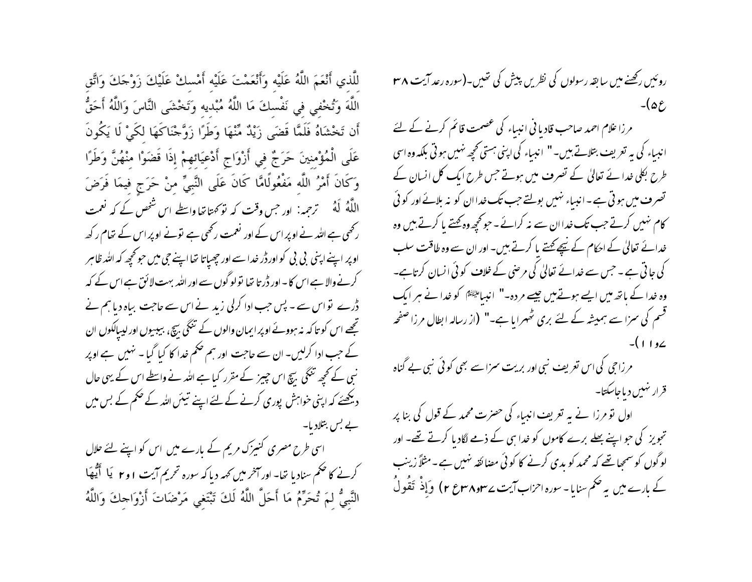روئیں رکھنے میں سابقہ رسولوں کی نظریں پیش کی تھیں۔(سورہ رعد آیت ۳۸ ع ۵)۔

مرزا غلام احمد صاحب قادیانی انبیاء کی عصمت قائم کرنے کے لئے انبیاء کی یہ تعریف بتلاتے ہیں۔" انبیاء کی اپنی ہستی کچھ نہیں ہوتی بلکہ وہ اسی طرح بکلی خدائے تعالیٰ کے تصرف میں ہوتے جس طرح ایک کل انسان کے تصرف میں ہوتی ہے۔ انبیاء نہیں بولتے جب تک خدا ان کو نہ بلائے اور کوئی کام نہیں کرتے جب تک خدا ان سے نہ کرائے۔ جو کچھ وہ کھتے یا کرتے ہیں وہ خدائے تعالیٰ کے احکام کے نیچے کھتے یا کرتے ہیں۔ اور ان سے وہ طاقت سلب کی جاتی ہے۔ جس سے خدائے تعالیٰ کی مرضی کے خلاف کوئی انسان کرتاہے۔ وہ خدا کے ہاتھ میں ایسے ہوتےہیں جیسے مردہ۔" انبیاعلیہ السلام کو خدا نے ہر ایک قسم کی سزا سے ہمیشہ کے لئے بری ٹھہرایا ہے۔" (از رسالہ ابطال مرزا صفحہ ۷و ۱۱)۔

مرزاجی کی اس تعریف نبی اور بریت سزا سے بھی کوئی نبی بے گناہ قرار نہیں دیا جاسکتا۔

اول تو مرزا نے یہ تعریف انبیاء کی حضرت محمد کے قول کی بنا پر تجویز کی جو اپنے بھلے برے کاموں کو خدا ہی کے ذمے لگادیا کرتے تھے۔ اور لوگوں کو سمجھا تھے کہ محمد کو بدی کرنے کا کوئی مضائقہ نہیں ہے۔ مثلاً زینب کے بارے میں یہ حکم سنایا۔ سورہ احزاب آیت ۳۷و۳۸ع ۲) وَإِذْ تَقُولُ لِلَّذِي أَنْعَمَ اللَّهُ عَلَيْهِ وَأَنْعَمْتَ عَلَيْهِ أَمْسِكْ عَلَيْكَ زَوْجَكَ وَاتَّقِ اللَّهَ وَتُخْفِي فِي نَفْسِكَ مَا اللَّهُ مُبْدِيهِ وَتَخْشَى النَّاسَ وَاللَّهُ أَحَقُّ أَن تَخْشَاهُ فَلَمَّا قَضَى زَيْدٌ مِّنْهَا وَطَرًا زَوَّجْنَاكَهَا لِكَيْ لَا يَكُونَ عَلَى الْمُؤْمِنِينَ حَرَجٌ فِي أَزْوَاجِ أَدْعِيَائِهِمْ إِذَا قَضَوْا مِنْهُنَّ وَطَرًا وَكَانَ أَمْرُ اللَّهِ مَفْعُولًامَّا كَانَ عَلَى النَّبِيِّ مِنْ حَرَجٍ فِيمَا فَرَضَ اللَّهُ لَهُ ترجمہ: اور جس وقت کہ تو کھتا تھا واسطے اس شخص کے کہ نعمت رکھی ہے اللہ نے اوپر اس کے اور نعمت رکھی ہے تونے اوپر اس کے تھام رکھ اوپر اپنے اپنی بی بی کو اورڈر خدا سے اور چھپاتا تھا اپنے جی میں جو کچھ کہ اللہ ظاہر کرنے والا ہے اس کا۔ اور ڈرتا تھا تو لوگوں سے اور اللہ بہت لائق ہے اس کے کہ ڈرے تو اس سے۔ پس جب ادا کرلی زید نے اس سے حاجت بیاہ دیا ہم نے تجھے اس کو تاکہ نہ ہووئے اوپر ایمان والوں کے تنگی بیچ، بیبیوں اور لیپالکوں ان کے جب ادا کرلیں۔ ان سے حاجت اور ہم حکم خدا کا کیا گیا۔ نہیں ہے اوپر نبی کے کچھ تنگی بیچ اس چیز کے مقرر کیا ہے اللہ نے واسطے اس کے یہی حال دیکھئے کہ اپنی خواہش پوری کرنے کے لئے اپنے تیئں اللہ کے حکم کے بس میں بے بس بتلادیا۔

اسی طرح مصری کنیزک مریم کے بارے میں اس کو اپنے لئے حلال کرنے کا حکم سنادیا تھا۔ اور آخر میں کہہ دیا کہ سورہ تحریم آیت ۱و۲ يَا أَيُّهَا النَّبِيُّ لِمَ تُحَرِّمُ مَا أَحَلَّ اللَّهُ لَكَ تَبْتَغِي مَرْضَاتَ أَزْوَاجِكَ وَاللَّهُ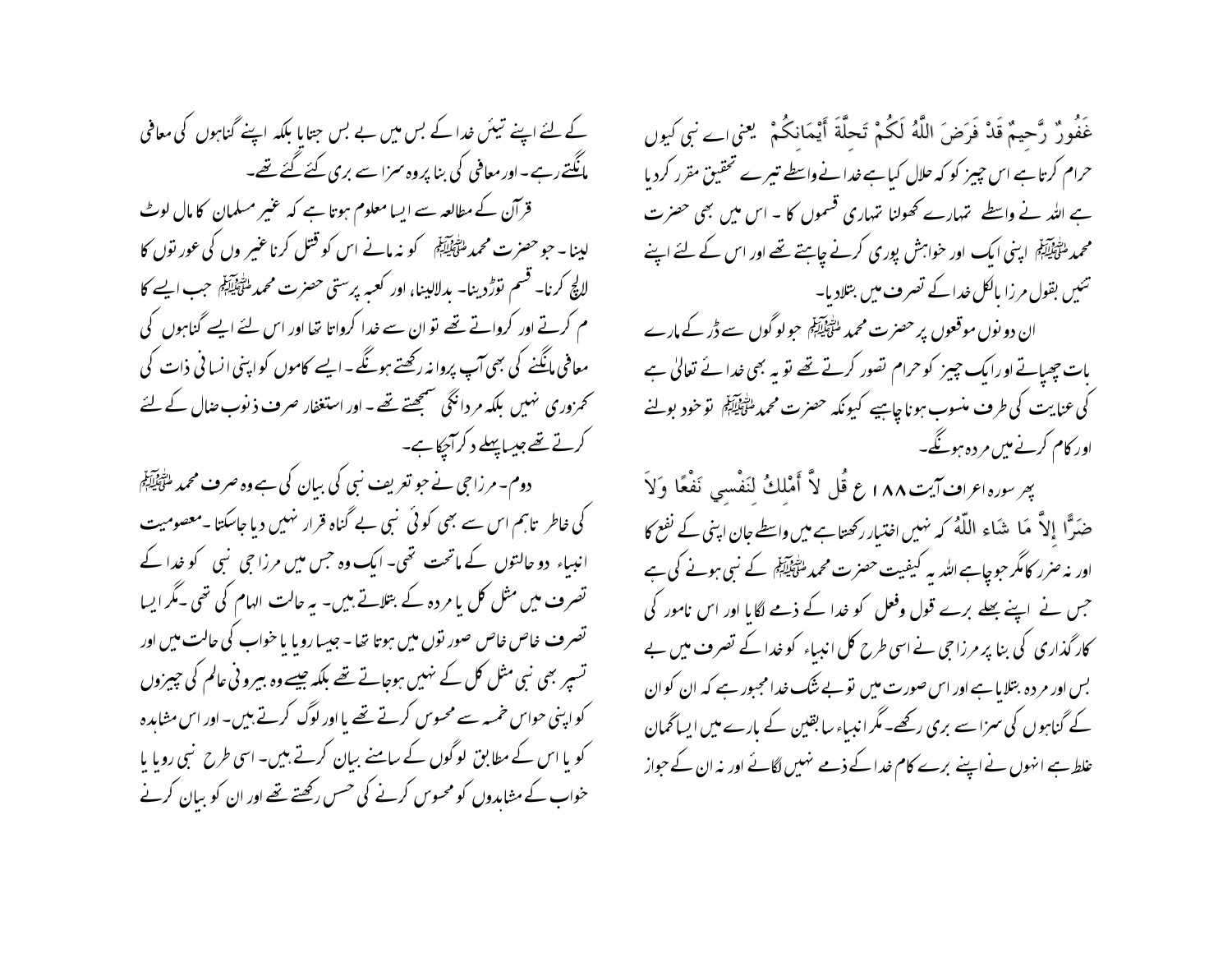غَفُورٌ رَّحِيمٌ قَدْ فَرَضَ اللَّهُ لَكُمْ تَحِلَّةَ أَيْمَانِكُمْ یعنی اے نبی کیوں حرام کرتا ہے اس چیز کو کہ حلال کیا ہے خدا نے واسطے تیرے تحقیق مقرر کردیا ہے اللہ نے واسطے تمہارے کھولنا تمہاری قسموں کا ۔ اس میں بھی حضرت محمد ﷺ اپنی ایک اور خواہش پوری کرنے چاہتے تھے اور اس کے لئے اپنے تئیں بقول مرزا بالکل خدا کے تصرف میں بتلادیا۔

ان دونوں موقعوں پر حضرت محمد ﷺ جو لوگوں سے ڈر کے مارے بات چھپاتے اور ایک چیز کو حرام تصور کرتے تھے تو یہ بھی خدائے تعالیٰ ہے کی عنایت کی طرف منسوب ہونا چاہیے کیونکہ حضرت محمد ﷺ تو خود بولنے اور کام کرنے میں مردہ ہونگے۔

پھر سورہ اعراف آیت ۱۸۸ ع قُل لاَّ أَمْلِكُ لِنَفْسِي نَفْعًا وَلاَ ضَرًّا إِلاَّ مَا شَاء اللّهُ کہ نہیں اختیار رکھتا ہے میں واسطے جان اپنی کے نفع کا اور نہ ضرر کا مگر جو چاہے اللہ یہ کیفیت حضرت محمد ﷺ کے نبی ہونے کی ہے جس نے اپنے بھلے برے قول وفعل کو خدا کے ذمے لگایا اور اس نامور کی کارگذاری کی بنا پر مرزا جی نے اسی طرح کل انبیاء کو خدا کے تصرف میں بے بس اور مردہ بتلایا ہے اور اس صورت میں تو بے شک خدا مجبور ہے کہ ان کو ان کے گناہوں کی سزا سے بری رکھے۔مگر انبیاء سابقین کے بارے میں ایسا گمان غلط ہے انہوں نے اپنے برے کام خدا کے ذمے نہیں لگائے اور نہ ان کے جواز کے لئے اپنے تیئں خدا کے بس میں بے بس جتایا بلکہ اپنے گناہوں کی معافی مانگتے رہے۔اور معافی کی بنا پر وہ سزا سے بری کئے گئے تھے۔

قرآن کے مطالعہ سے ایسا معلوم ہوتا ہے کہ غیر مسلمان کا مال لوٹ لینا۔ جو حضرت محمد ﷺ کو نہ مانے اس کو قتل کرنا غیروں کی عورتوں کا لالچ کرنا۔ قسم توڑدینا۔ بدلالینا، اور کعبہ پرستی حضرت محمد ﷺ جب ایسے کام کرتے اور کرواتے تھے تو ان سے خدا کرواتا تھا اور اس لئے ایسے گناہوں کی معافی مانگنے کی بھی آپ پروا نہ رکھتے ہونگے۔ ایسے کاموں کو اپنی انسانی ذات کی کمزوری نہیں بلکہ مردانگی سمجھتے تھے۔ اور استغفار صرف ذنوب ضال کے لئے کرتے تھے جیسا پہلے ذکر آچکا ہے۔

دوم۔ مرزا جی نے جو تعریف نبی کی بیان کی ہے وہ صرف محمد ﷺ کی خاطر تاہم اس سے بھی کوئی نبی بے گناہ قرار نہیں دیا جاسکتا ۔معصومیت انبیاء دو حالتوں کے ماتحت تھی۔ ایک وہ جس میں مرزا جی نبی کو خدا کے تصرف میں مثل کل یا مردہ کے بتلاتے ہیں۔ یہ حالت الہام کی تھی ۔مگر ایسا تصرف خاص خاص صورتوں میں ہوتا تھا ۔ جیسا رویا یا خواب کی حالت میں اور تسپر بھی نبی مثل کل کے نہیں ہوجاتے تھے بلکہ جیسے وہ بیرونی عالم کی چیزوں کو اپنی حواس خمسہ سے محسوس کرتے تھے یا اور لوگ کرتے ہیں۔ اور اس مشاہدہ کو یا اس کے مطابق لوگوں کے سامنے بیان کرتے ہیں۔ اسی طرح نبی رویا یا خواب کے مشاہدوں کو محسوس کرنے کی حس رکھتے تھے اور ان کو بیان کرنے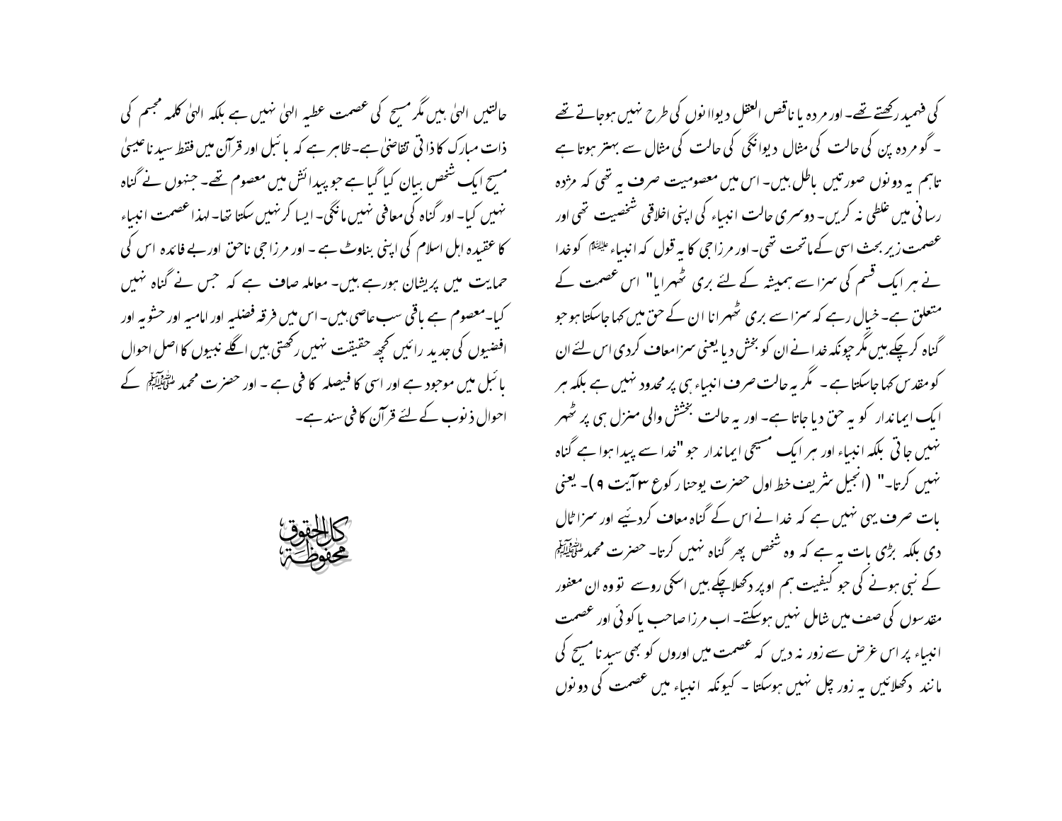کی فہمید رکھتے تھے۔ اور مردہ یا ناقص العقل دیوانوں کی طرح نہیں ہوجاتے تھے ۔ گو مردہ پن کی حالت کی مثال دیوانگی کی حالت کی مثال سے بہتر ہوتا ہے تاہم یہ دونوں صورتیں باطل ہیں۔ اس میں معصومیت صرف یہ تھی کہ مژدہ رسانی میں غلطی نہ کریں۔ دوسری حالت انبیاء کی اپنی اخلاقی شخصیت تھی اور عصمت زیر بحث اسی کے ماتحت تھی۔ اور مرزا جی کا یہ قول کہ انبیاء علیہ السلام کو خدا نے ہر ایک قسم کی سزا سے ہمیشہ کے لئے بری ٹھہرایا" اس عصمت کے متعلق ہے۔ خیال رہے کہ سزا سے بری ٹھہرانا ان کے حق میں کہا جاسکتا ہو جو گناہ کرچکے ہیں مگر چونکہ خدا نے ان کو بخش دیا یعنی سزا معاف کردی اس لئے ان کو مقدس کہا جاسکتا ہے ۔ مگر یہ حالت صرف انبیاء ہی پر محدود نہیں ہے بلکہ ہر ایک ایماندار کو یہ حق دیا جاتا ہے۔ اور یہ حالت بخشش والی منزل ہی پر ٹھہر نہیں جاتی بلکہ انبیاء اور ہر ایک مسیحی ایماندار جو "خدا سے پیدا ہوا ہے گناہ نہیں کرتا۔" (انجیل شریف خط اول حضرت یوحنا رکوع ۳ آیت ۹)۔ یعنی بات صرف یہی نہیں ہے کہ خدا نے اس کے گناہ معاف کردیئے اور سزا ٹال دی بلکہ بڑی بات یہ ہے کہ وہ شخص پھر گناہ نہیں کرتا۔ حضرت محمد صلی اللہ علیہ وسلم کے نبی ہونے کی جو کیفیت ہم اوپر دکھلاچکے ہیں اسکی روسے تو وہ ان مغفور مقدسوں کی صف میں شامل نہیں ہوسکتے۔ اب مرزا صاحب یا کوئی اور عصمت انبیاء پر اس غرض سے زور نہ دیں کہ عصمت میں اوروں کو بھی سیدنا مسیح کی مانند دکھلائیں یہ زور چل نہیں ہوسکتا ۔ کیونکہ انبیاء میں عصمت کی دونوں حالتیں الہیٰ ہیں مگر مسیح کی عصمت عطیہ الہیٰ نہیں ہے بلکہ الہیٰ کلمہ مجسم کی ذات مبارک کا ذاتی تقاضیٰ ہے۔ ظاہر ہے کہ بائبل اور قرآن میں فقط سیدنا عیسیٰ مسیح ایک شخص بیان کیا گیا ہے جو پیدائش میں معصوم تھے۔ جنہوں نے گناہ نہیں کیا۔ اور گناہ کی معافی نہیں مانگی۔ ایسا کرنہیں سکتا تھا۔ لہذا عصمت انبیاء کا عقیدہ اہل اسلام کی اپنی بناوٹ ہے ۔ اور مرزا جی ناحق اور بے فائدہ اس کی حمایت میں پریشان ہورہے ہیں۔ معاملہ صاف ہے کہ جس نے گناہ نہیں کیا۔ معصوم ہے باقی سب عاصی ہیں۔ اس میں فرقہ فضلیہ اور امامیہ اور حشویہ اور افضیوں کی جدید رائیں کچھ حقیقت نہیں رکھتی ہیں اگلے نبیوں کا اصل احوال بائبل میں موجود ہے اور اسی کا فیصلہ کافی ہے ۔ اور حضرت محمد صلی اللہ علیہ وسلم کے احوال ذنوب کے لئے قرآن کافی سند ہے۔

کل الحقوق محفوظۃ